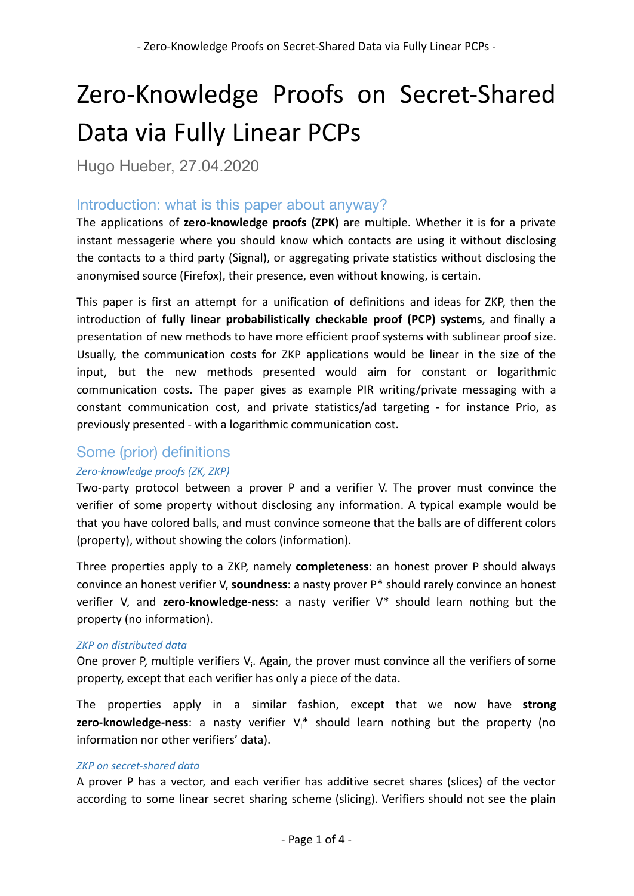# Zero-Knowledge Proofs on Secret-Shared Data via Fully Linear PCPs

Hugo Hueber, 27.04.2020

## Introduction: what is this paper about anyway?

The applications of **zero-knowledge proofs (ZPK)** are multiple. Whether it is for a private instant messagerie where you should know which contacts are using it without disclosing the contacts to a third party (Signal), or aggregating private statistics without disclosing the anonymised source (Firefox), their presence, even without knowing, is certain.

This paper is first an attempt for a unification of definitions and ideas for ZKP, then the introduction of **fully linear probabilistically checkable proof (PCP) systems**, and finally a presentation of new methods to have more efficient proof systems with sublinear proof size. Usually, the communication costs for ZKP applications would be linear in the size of the input, but the new methods presented would aim for constant or logarithmic communication costs. The paper gives as example PIR writing/private messaging with a constant communication cost, and private statistics/ad targeting - for instance Prio, as previously presented - with a logarithmic communication cost.

## Some (prior) definitions

### *Zero-knowledge proofs (ZK, ZKP)*

Two-party protocol between a prover P and a verifier V. The prover must convince the verifier of some property without disclosing any information. A typical example would be that you have colored balls, and must convince someone that the balls are of different colors (property), without showing the colors (information).

Three properties apply to a ZKP, namely **completeness**: an honest prover P should always convince an honest verifier V, **soundness**: a nasty prover P* should rarely convince an honest verifier V, and **zero-knowledge-ness**: a nasty verifier V* should learn nothing but the property (no information).

### *ZKP on distributed data*

One prover P, multiple verifiers $V_i$. Again, the prover must convince all the verifiers of some property, except that each verifier has only a piece of the data.

The properties apply in a similar fashion, except that we now have **strong zero-knowledge-ness**: a nasty verifier $V_i$* should learn nothing but the property (no information nor other verifiers' data).

### *ZKP on secret-shared data*

A prover P has a vector, and each verifier has additive secret shares (slices) of the vector according to some linear secret sharing scheme (slicing). Verifiers should not see the plain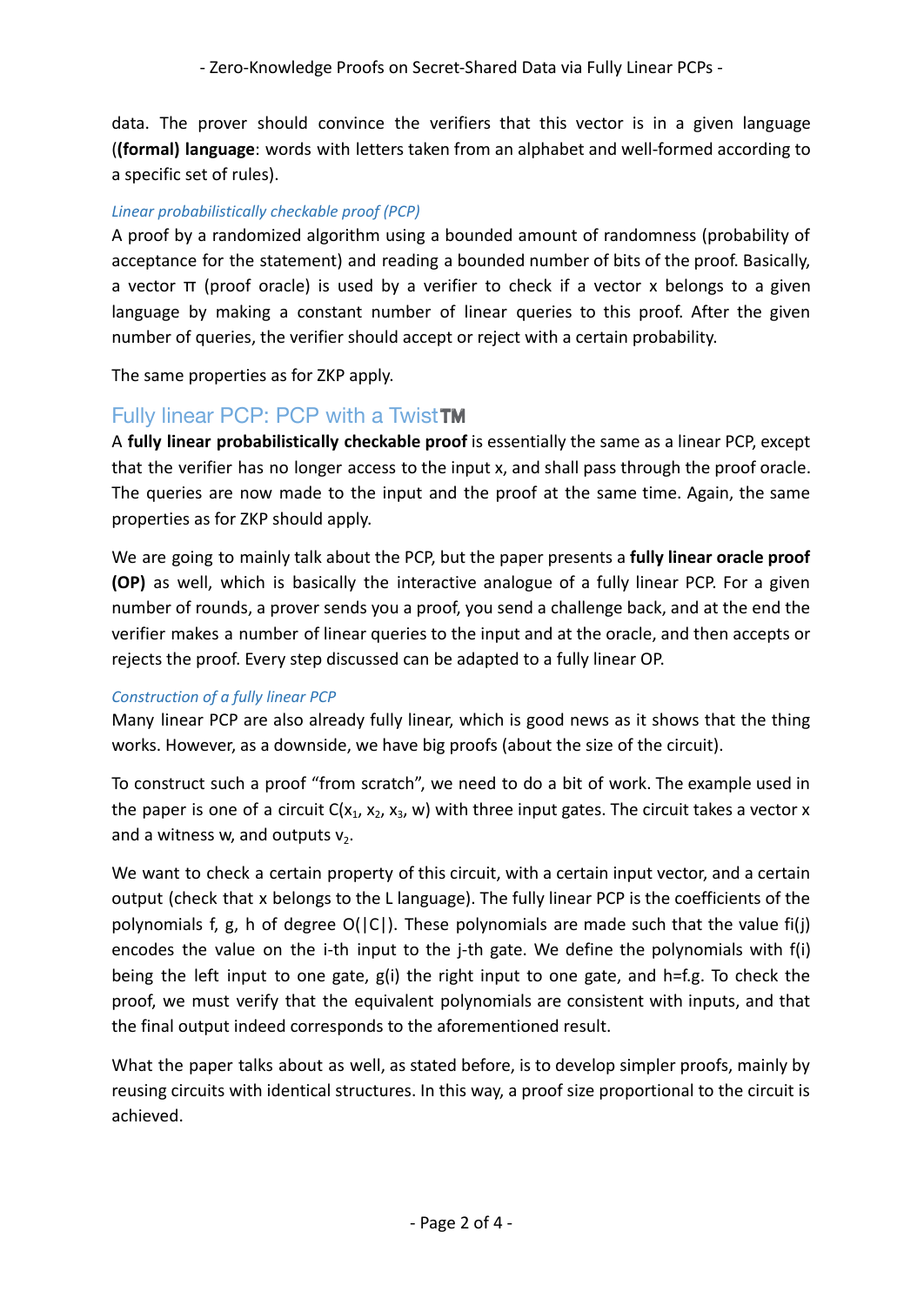data. The prover should convince the verifiers that this vector is in a given language (**(formal) language**: words with letters taken from an alphabet and well-formed according to a specific set of rules).

*Linear probabilistically checkable proof (PCP)*

A proof by a randomized algorithm using a bounded amount of randomness (probability of acceptance for the statement) and reading a bounded number of bits of the proof. Basically, a vector π (proof oracle) is used by a verifier to check if a vector x belongs to a given language by making a constant number of linear queries to this proof. After the given number of queries, the verifier should accept or reject with a certain probability.

The same properties as for ZKP apply.

## Fully linear PCP: PCP with a Twist**TM**

A **fully linear probabilistically checkable proof** is essentially the same as a linear PCP, except that the verifier has no longer access to the input x, and shall pass through the proof oracle. The queries are now made to the input and the proof at the same time. Again, the same properties as for ZKP should apply.

We are going to mainly talk about the PCP, but the paper presents a **fully linear oracle proof (OP)** as well, which is basically the interactive analogue of a fully linear PCP. For a given number of rounds, a prover sends you a proof, you send a challenge back, and at the end the verifier makes a number of linear queries to the input and at the oracle, and then accepts or rejects the proof. Every step discussed can be adapted to a fully linear OP.

*Construction of a fully linear PCP*

Many linear PCP are also already fully linear, which is good news as it shows that the thing works. However, as a downside, we have big proofs (about the size of the circuit).

To construct such a proof "from scratch", we need to do a bit of work. The example used in the paper is one of a circuit $C(x_1, x_2, x_3, w)$ with three input gates. The circuit takes a vector x and a witness w, and outputs $v_2$.

We want to check a certain property of this circuit, with a certain input vector, and a certain output (check that x belongs to the L language). The fully linear PCP is the coefficients of the polynomials f, g, h of degree O(|C|). These polynomials are made such that the value fi(j) encodes the value on the i-th input to the j-th gate. We define the polynomials with f(i) being the left input to one gate, g(i) the right input to one gate, and h=f.g. To check the proof, we must verify that the equivalent polynomials are consistent with inputs, and that the final output indeed corresponds to the aforementioned result.

What the paper talks about as well, as stated before, is to develop simpler proofs, mainly by reusing circuits with identical structures. In this way, a proof size proportional to the circuit is achieved.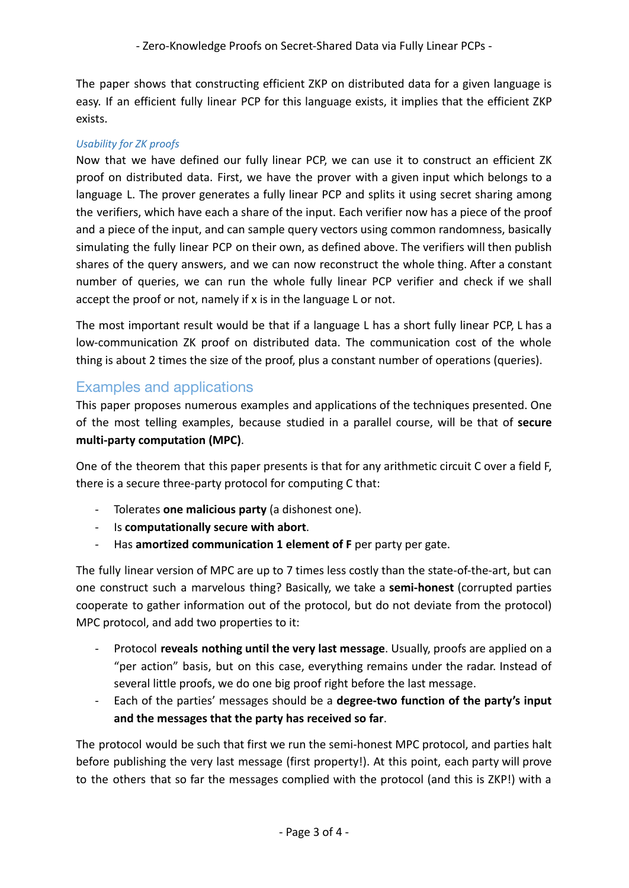The paper shows that constructing efficient ZKP on distributed data for a given language is easy. If an efficient fully linear PCP for this language exists, it implies that the efficient ZKP exists.

### *Usability for ZK proofs*

Now that we have defined our fully linear PCP, we can use it to construct an efficient ZK proof on distributed data. First, we have the prover with a given input which belongs to a language L. The prover generates a fully linear PCP and splits it using secret sharing among the verifiers, which have each a share of the input. Each verifier now has a piece of the proof and a piece of the input, and can sample query vectors using common randomness, basically simulating the fully linear PCP on their own, as defined above. The verifiers will then publish shares of the query answers, and we can now reconstruct the whole thing. After a constant number of queries, we can run the whole fully linear PCP verifier and check if we shall accept the proof or not, namely if x is in the language L or not.

The most important result would be that if a language L has a short fully linear PCP, L has a low-communication ZK proof on distributed data. The communication cost of the whole thing is about 2 times the size of the proof, plus a constant number of operations (queries).

## Examples and applications

This paper proposes numerous examples and applications of the techniques presented. One of the most telling examples, because studied in a parallel course, will be that of **secure multi-party computation (MPC)**.

One of the theorem that this paper presents is that for any arithmetic circuit C over a field F, there is a secure three-party protocol for computing C that:

- Tolerates **one malicious party** (a dishonest one).
- Is **computationally secure with abort**.
- Has **amortized communication 1 element of F** per party per gate.

The fully linear version of MPC are up to 7 times less costly than the state-of-the-art, but can one construct such a marvelous thing? Basically, we take a **semi-honest** (corrupted parties cooperate to gather information out of the protocol, but do not deviate from the protocol) MPC protocol, and add two properties to it:

- Protocol **reveals nothing until the very last message**. Usually, proofs are applied on a "per action" basis, but on this case, everything remains under the radar. Instead of several little proofs, we do one big proof right before the last message.
- Each of the parties' messages should be a **degree-two function of the party's input and the messages that the party has received so far**.

The protocol would be such that first we run the semi-honest MPC protocol, and parties halt before publishing the very last message (first property!). At this point, each party will prove to the others that so far the messages complied with the protocol (and this is ZKP!) with a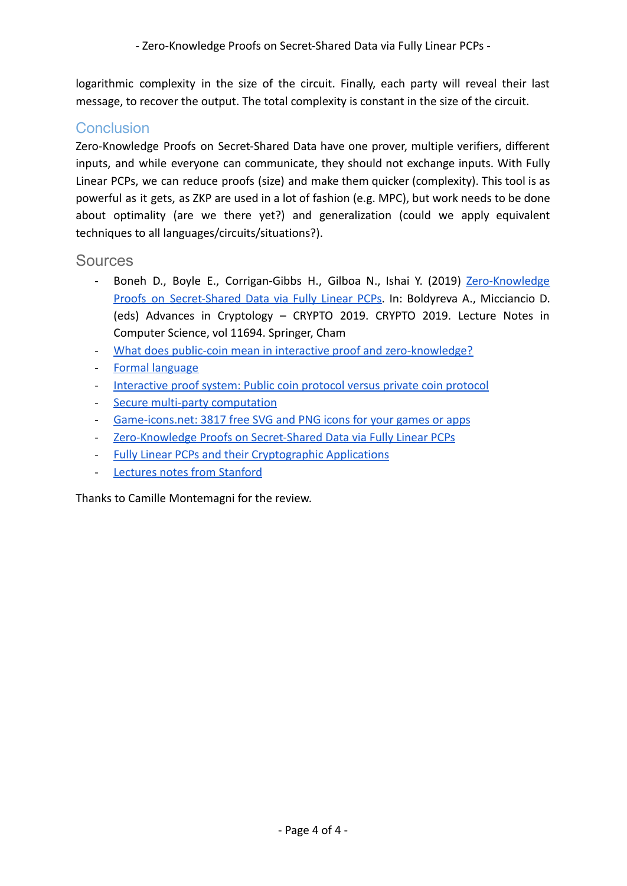logarithmic complexity in the size of the circuit. Finally, each party will reveal their last message, to recover the output. The total complexity is constant in the size of the circuit.

## Conclusion

Zero-Knowledge Proofs on Secret-Shared Data have one prover, multiple verifiers, different inputs, and while everyone can communicate, they should not exchange inputs. With Fully Linear PCPs, we can reduce proofs (size) and make them quicker (complexity). This tool is as powerful as it gets, as ZKP are used in a lot of fashion (e.g. MPC), but work needs to be done about optimality (are we there yet?) and generalization (could we apply equivalent techniques to all languages/circuits/situations?).

## Sources

- Boneh D., Boyle E., Corrigan-Gibbs H., Gilboa N., Ishai Y. (2019) Zero-Knowledge Proofs on Secret-Shared Data via Fully Linear PCPs. In: Boldyreva A., Micciancio D. (eds) Advances in Cryptology – CRYPTO 2019. CRYPTO 2019. Lecture Notes in Computer Science, vol 11694. Springer, Cham
- What does public-coin mean in interactive proof and zero-knowledge?
- Formal language
- Interactive proof system: Public coin protocol versus private coin protocol
- Secure multi-party computation
- Game-icons.net: 3817 free SVG and PNG icons for your games or apps
- Zero-Knowledge Proofs on Secret-Shared Data via Fully Linear PCPs
- Fully Linear PCPs and their Cryptographic Applications
- Lectures notes from Stanford

Thanks to Camille Montemagni for the review.